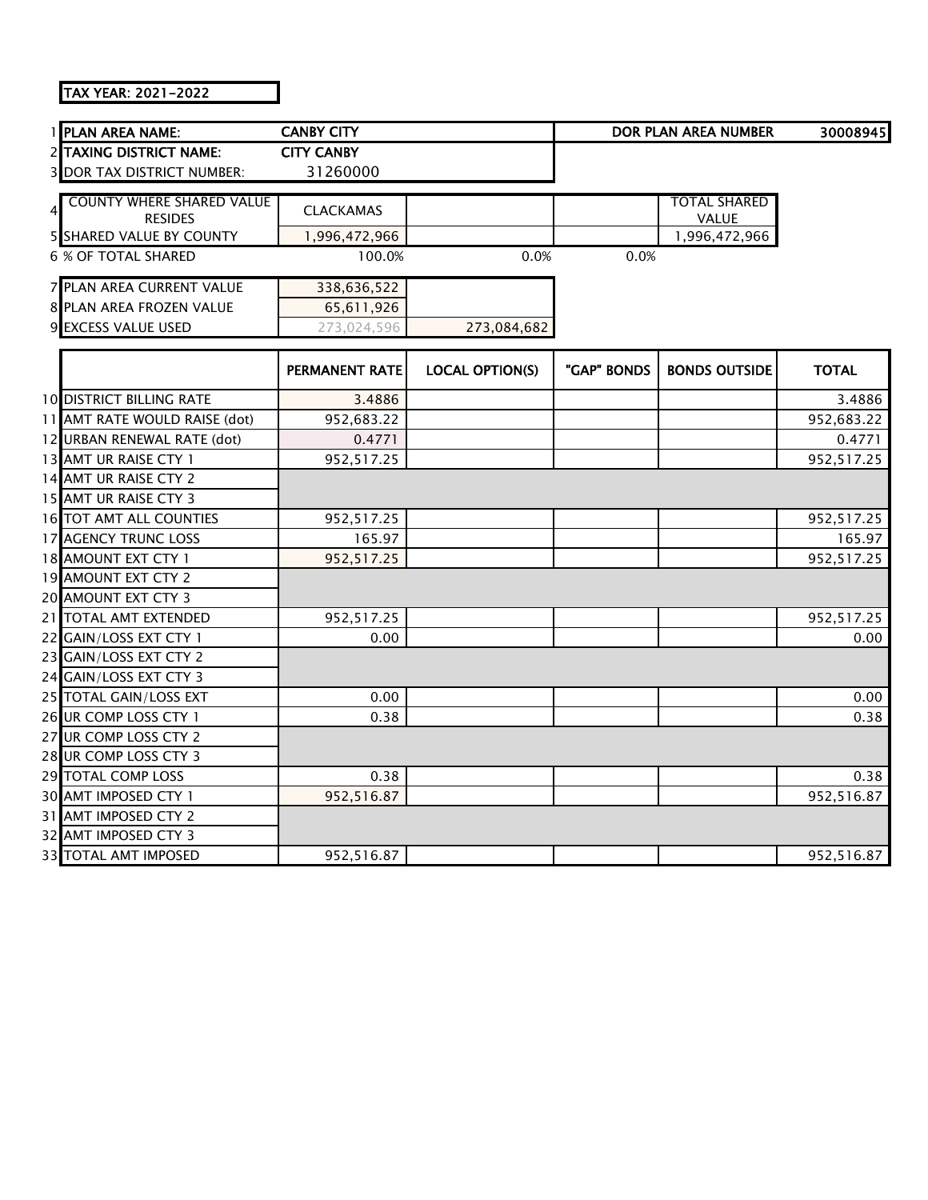TAX YEAR: 2021-2022

| | | | | | |
|---|---|---|---|---|---|
| 1 | PLAN AREA NAME: | CANBY CITY | | DOR PLAN AREA NUMBER | 30008945 |
| 2 | TAXING DISTRICT NAME: | CITY CANBY | | | |
| 3 | DOR TAX DISTRICT NUMBER: | 31260000 | | | |

| | | | | | |
|---|---|---|---|---|---|
| 4 | COUNTY WHERE SHARED VALUE RESIDES | CLACKAMAS | | | TOTAL SHARED VALUE |
| 5 | SHARED VALUE BY COUNTY | 1,996,472,966 | | | 1,996,472,966 |
| 6 | % OF TOTAL SHARED | 100.0% | 0.0% | 0.0% | |

| | | | |
|---|---|---|---|
| 7 | PLAN AREA CURRENT VALUE | 338,636,522 | |
| 8 | PLAN AREA FROZEN VALUE | 65,611,926 | |
| 9 | EXCESS VALUE USED | 273,024,596 | 273,084,682 |

| | | PERMANENT RATE | LOCAL OPTION(S) | "GAP" BONDS | BONDS OUTSIDE | TOTAL |
|---|---|---|---|---|---|---|
| 10 | DISTRICT BILLING RATE | 3.4886 | | | | 3.4886 |
| 11 | AMT RATE WOULD RAISE (dot) | 952,683.22 | | | | 952,683.22 |
| 12 | URBAN RENEWAL RATE (dot) | 0.4771 | | | | 0.4771 |
| 13 | AMT UR RAISE CTY 1 | 952,517.25 | | | | 952,517.25 |
| 14 | AMT UR RAISE CTY 2 | | | | | |
| 15 | AMT UR RAISE CTY 3 | | | | | |
| 16 | TOT AMT ALL COUNTIES | 952,517.25 | | | | 952,517.25 |
| 17 | AGENCY TRUNC LOSS | 165.97 | | | | 165.97 |
| 18 | AMOUNT EXT CTY 1 | 952,517.25 | | | | 952,517.25 |
| 19 | AMOUNT EXT CTY 2 | | | | | |
| 20 | AMOUNT EXT CTY 3 | | | | | |
| 21 | TOTAL AMT EXTENDED | 952,517.25 | | | | 952,517.25 |
| 22 | GAIN/LOSS EXT CTY 1 | 0.00 | | | | 0.00 |
| 23 | GAIN/LOSS EXT CTY 2 | | | | | |
| 24 | GAIN/LOSS EXT CTY 3 | | | | | |
| 25 | TOTAL GAIN/LOSS EXT | 0.00 | | | | 0.00 |
| 26 | UR COMP LOSS CTY 1 | 0.38 | | | | 0.38 |
| 27 | UR COMP LOSS CTY 2 | | | | | |
| 28 | UR COMP LOSS CTY 3 | | | | | |
| 29 | TOTAL COMP LOSS | 0.38 | | | | 0.38 |
| 30 | AMT IMPOSED CTY 1 | 952,516.87 | | | | 952,516.87 |
| 31 | AMT IMPOSED CTY 2 | | | | | |
| 32 | AMT IMPOSED CTY 3 | | | | | |
| 33 | TOTAL AMT IMPOSED | 952,516.87 | | | | 952,516.87 |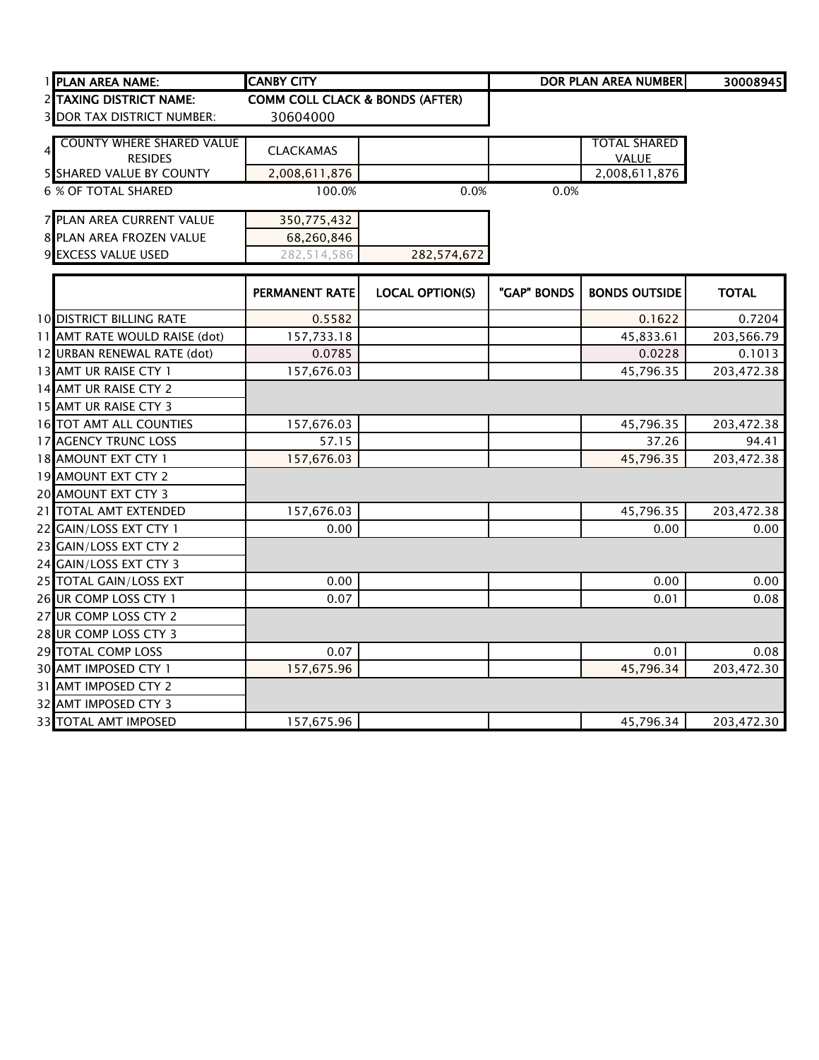| | | | | | |
|---|---|---|---|---|---|
| 1 PLAN AREA NAME: | CANBY CITY | | | DOR PLAN AREA NUMBER | 30008945 |
| 2 TAXING DISTRICT NAME: | COMM COLL CLACK & BONDS (AFTER) | | | | |
| 3 DOR TAX DISTRICT NUMBER: | 30604000 | | | | |
| 4 COUNTY WHERE SHARED VALUE RESIDES | CLACKAMAS | | | TOTAL SHARED VALUE | |
| 5 SHARED VALUE BY COUNTY | 2,008,611,876 | | | 2,008,611,876 | |
| 6 % OF TOTAL SHARED | 100.0% | 0.0% | 0.0% | | |
| 7 PLAN AREA CURRENT VALUE | 350,775,432 | | | | |
| 8 PLAN AREA FROZEN VALUE | 68,260,846 | | | | |
| 9 EXCESS VALUE USED | 282,514,586 | 282,574,672 | | | |

| | PERMANENT RATE | LOCAL OPTION(S) | "GAP" BONDS | BONDS OUTSIDE | TOTAL |
|---|---|---|---|---|---|
| 10 DISTRICT BILLING RATE | 0.5582 | | | 0.1622 | 0.7204 |
| 11 AMT RATE WOULD RAISE (dot) | 157,733.18 | | | 45,833.61 | 203,566.79 |
| 12 URBAN RENEWAL RATE (dot) | 0.0785 | | | 0.0228 | 0.1013 |
| 13 AMT UR RAISE CTY 1 | 157,676.03 | | | 45,796.35 | 203,472.38 |
| 14 AMT UR RAISE CTY 2 | | | | | |
| 15 AMT UR RAISE CTY 3 | | | | | |
| 16 TOT AMT ALL COUNTIES | 157,676.03 | | | 45,796.35 | 203,472.38 |
| 17 AGENCY TRUNC LOSS | 57.15 | | | 37.26 | 94.41 |
| 18 AMOUNT EXT CTY 1 | 157,676.03 | | | 45,796.35 | 203,472.38 |
| 19 AMOUNT EXT CTY 2 | | | | | |
| 20 AMOUNT EXT CTY 3 | | | | | |
| 21 TOTAL AMT EXTENDED | 157,676.03 | | | 45,796.35 | 203,472.38 |
| 22 GAIN/LOSS EXT CTY 1 | 0.00 | | | 0.00 | 0.00 |
| 23 GAIN/LOSS EXT CTY 2 | | | | | |
| 24 GAIN/LOSS EXT CTY 3 | | | | | |
| 25 TOTAL GAIN/LOSS EXT | 0.00 | | | 0.00 | 0.00 |
| 26 UR COMP LOSS CTY 1 | 0.07 | | | 0.01 | 0.08 |
| 27 UR COMP LOSS CTY 2 | | | | | |
| 28 UR COMP LOSS CTY 3 | | | | | |
| 29 TOTAL COMP LOSS | 0.07 | | | 0.01 | 0.08 |
| 30 AMT IMPOSED CTY 1 | 157,675.96 | | | 45,796.34 | 203,472.30 |
| 31 AMT IMPOSED CTY 2 | | | | | |
| 32 AMT IMPOSED CTY 3 | | | | | |
| 33 TOTAL AMT IMPOSED | 157,675.96 | | | 45,796.34 | 203,472.30 |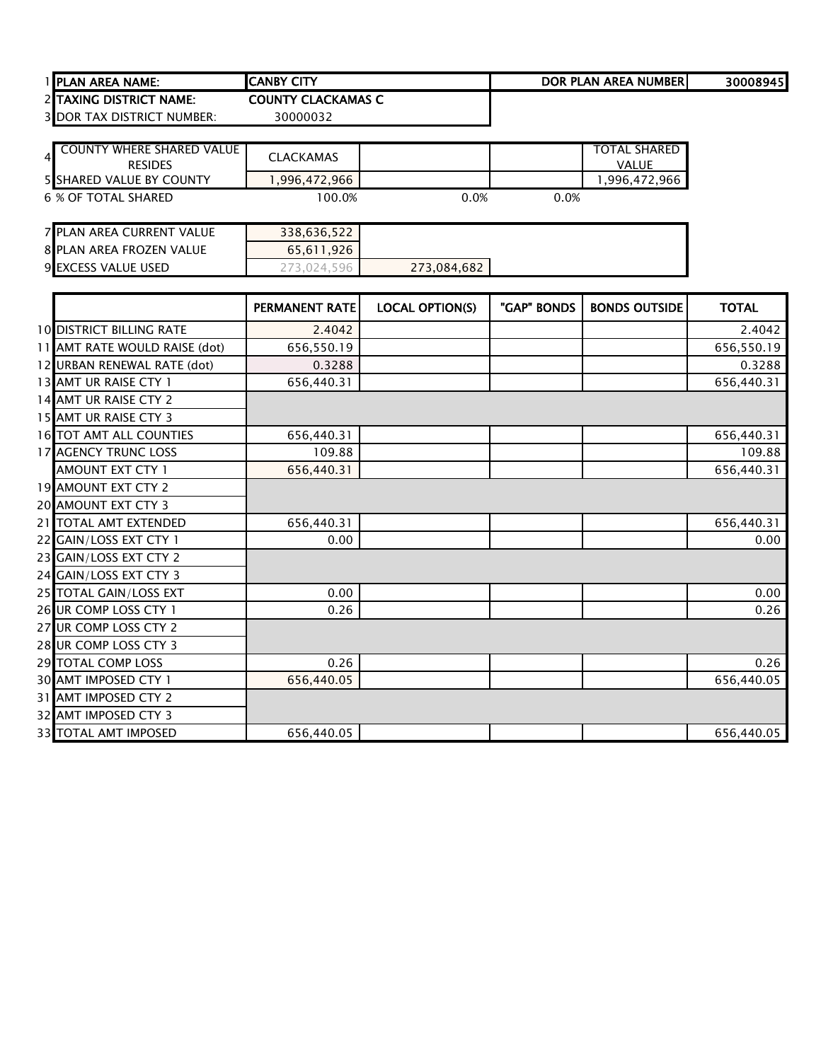| | | | | | |
|---|---|---|---|---|---|
| 1 | PLAN AREA NAME: | CANBY CITY | | DOR PLAN AREA NUMBER | 30008945 |
| 2 | TAXING DISTRICT NAME: | COUNTY CLACKAMAS C | | | |
| 3 | DOR TAX DISTRICT NUMBER: | 30000032 | | | |

| | | | | | | |
|---|---|---|---|---|---|---|
| 4 | COUNTY WHERE SHARED VALUE RESIDES | CLACKAMAS | | | | TOTAL SHARED VALUE |
| 5 | SHARED VALUE BY COUNTY | 1,996,472,966 | | | | 1,996,472,966 |
| 6 | % OF TOTAL SHARED | 100.0% | 0.0% | 0.0% | | |

| | | | |
|---|---|---|---|
| 7 | PLAN AREA CURRENT VALUE | 338,636,522 | |
| 8 | PLAN AREA FROZEN VALUE | 65,611,926 | |
| 9 | EXCESS VALUE USED | 273,024,596 | 273,084,682 |

| | | PERMANENT RATE | LOCAL OPTION(S) | "GAP" BONDS | BONDS OUTSIDE | TOTAL |
|---|---|---|---|---|---|---|
| 10 | DISTRICT BILLING RATE | 2.4042 | | | | 2.4042 |
| 11 | AMT RATE WOULD RAISE (dot) | 656,550.19 | | | | 656,550.19 |
| 12 | URBAN RENEWAL RATE (dot) | 0.3288 | | | | 0.3288 |
| 13 | AMT UR RAISE CTY 1 | 656,440.31 | | | | 656,440.31 |
| 14 | AMT UR RAISE CTY 2 | | | | | |
| 15 | AMT UR RAISE CTY 3 | | | | | |
| 16 | TOT AMT ALL COUNTIES | 656,440.31 | | | | 656,440.31 |
| 17 | AGENCY TRUNC LOSS | 109.88 | | | | 109.88 |
| | AMOUNT EXT CTY 1 | 656,440.31 | | | | 656,440.31 |
| 19 | AMOUNT EXT CTY 2 | | | | | |
| 20 | AMOUNT EXT CTY 3 | | | | | |
| 21 | TOTAL AMT EXTENDED | 656,440.31 | | | | 656,440.31 |
| 22 | GAIN/LOSS EXT CTY 1 | 0.00 | | | | 0.00 |
| 23 | GAIN/LOSS EXT CTY 2 | | | | | |
| 24 | GAIN/LOSS EXT CTY 3 | | | | | |
| 25 | TOTAL GAIN/LOSS EXT | 0.00 | | | | 0.00 |
| 26 | UR COMP LOSS CTY 1 | 0.26 | | | | 0.26 |
| 27 | UR COMP LOSS CTY 2 | | | | | |
| 28 | UR COMP LOSS CTY 3 | | | | | |
| 29 | TOTAL COMP LOSS | 0.26 | | | | 0.26 |
| 30 | AMT IMPOSED CTY 1 | 656,440.05 | | | | 656,440.05 |
| 31 | AMT IMPOSED CTY 2 | | | | | |
| 32 | AMT IMPOSED CTY 3 | | | | | |
| 33 | TOTAL AMT IMPOSED | 656,440.05 | | | | 656,440.05 |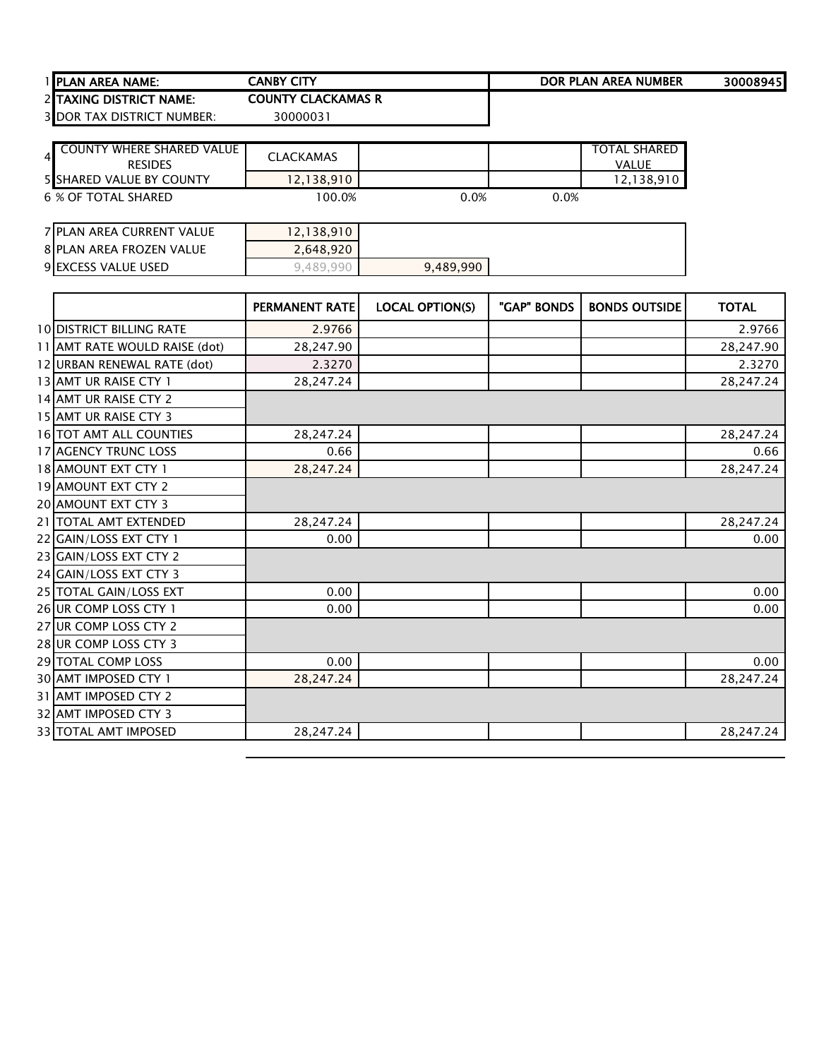| | | | | | |
|---|---|---|---|---|---|
| 1 | **PLAN AREA NAME:** | **CANBY CITY** | | **DOR PLAN AREA NUMBER** | **30008945** |
| 2 | **TAXING DISTRICT NAME:** | **COUNTY CLACKAMAS R** | | | |
| 3 | DOR TAX DISTRICT NUMBER: | 30000031 | | | |

| | | | | | |
|---|---|---|---|---|---|
| 4 | COUNTY WHERE SHARED VALUE RESIDES | CLACKAMAS | | | TOTAL SHARED VALUE |
| 5 | SHARED VALUE BY COUNTY | 12,138,910 | | | 12,138,910 |
| 6 | % OF TOTAL SHARED | 100.0% | 0.0% | 0.0% | |

| | | | |
|---|---|---|---|
| 7 | PLAN AREA CURRENT VALUE | 12,138,910 | |
| 8 | PLAN AREA FROZEN VALUE | 2,648,920 | |
| 9 | EXCESS VALUE USED | 9,489,990 | 9,489,990 |

| | | PERMANENT RATE | LOCAL OPTION(S) | "GAP" BONDS | BONDS OUTSIDE | TOTAL |
|---|---|---|---|---|---|---|
| 10 | DISTRICT BILLING RATE | 2.9766 | | | | 2.9766 |
| 11 | AMT RATE WOULD RAISE (dot) | 28,247.90 | | | | 28,247.90 |
| 12 | URBAN RENEWAL RATE (dot) | 2.3270 | | | | 2.3270 |
| 13 | AMT UR RAISE CTY 1 | 28,247.24 | | | | 28,247.24 |
| 14 | AMT UR RAISE CTY 2 | | | | | |
| 15 | AMT UR RAISE CTY 3 | | | | | |
| 16 | TOT AMT ALL COUNTIES | 28,247.24 | | | | 28,247.24 |
| 17 | AGENCY TRUNC LOSS | 0.66 | | | | 0.66 |
| 18 | AMOUNT EXT CTY 1 | 28,247.24 | | | | 28,247.24 |
| 19 | AMOUNT EXT CTY 2 | | | | | |
| 20 | AMOUNT EXT CTY 3 | | | | | |
| 21 | TOTAL AMT EXTENDED | 28,247.24 | | | | 28,247.24 |
| 22 | GAIN/LOSS EXT CTY 1 | 0.00 | | | | 0.00 |
| 23 | GAIN/LOSS EXT CTY 2 | | | | | |
| 24 | GAIN/LOSS EXT CTY 3 | | | | | |
| 25 | TOTAL GAIN/LOSS EXT | 0.00 | | | | 0.00 |
| 26 | UR COMP LOSS CTY 1 | 0.00 | | | | 0.00 |
| 27 | UR COMP LOSS CTY 2 | | | | | |
| 28 | UR COMP LOSS CTY 3 | | | | | |
| 29 | TOTAL COMP LOSS | 0.00 | | | | 0.00 |
| 30 | AMT IMPOSED CTY 1 | 28,247.24 | | | | 28,247.24 |
| 31 | AMT IMPOSED CTY 2 | | | | | |
| 32 | AMT IMPOSED CTY 3 | | | | | |
| 33 | TOTAL AMT IMPOSED | 28,247.24 | | | | 28,247.24 |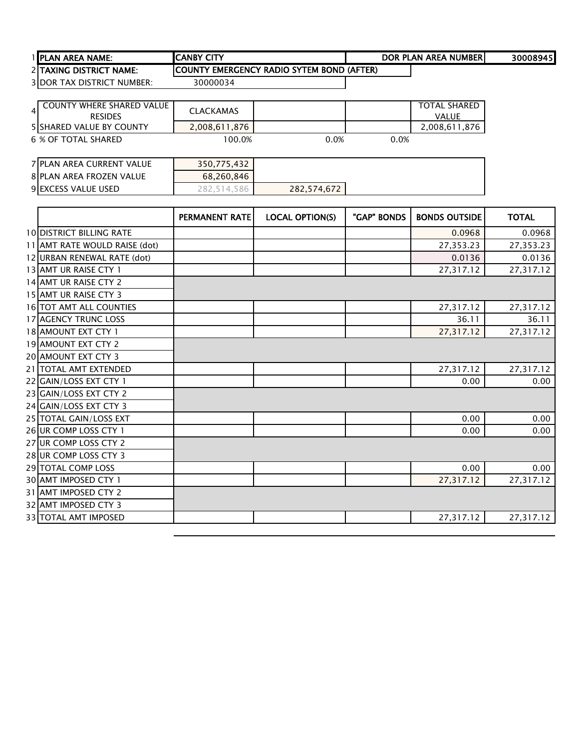| | | | | | |
|---|---|---|---|---|---|
| 1 | PLAN AREA NAME: | CANBY CITY | | DOR PLAN AREA NUMBER | 30008945 |
| 2 | TAXING DISTRICT NAME: | COUNTY EMERGENCY RADIO SYTEM BOND (AFTER) | | | |
| 3 | DOR TAX DISTRICT NUMBER: | 30000034 | | | |

| | | | | | |
|---|---|---|---|---|---|
| 4 | COUNTY WHERE SHARED VALUE RESIDES | CLACKAMAS | | | TOTAL SHARED VALUE |
| 5 | SHARED VALUE BY COUNTY | 2,008,611,876 | | | 2,008,611,876 |
| 6 | % OF TOTAL SHARED | 100.0% | 0.0% | 0.0% | |

| | | | |
|---|---|---|---|
| 7 | PLAN AREA CURRENT VALUE | 350,775,432 | |
| 8 | PLAN AREA FROZEN VALUE | 68,260,846 | |
| 9 | EXCESS VALUE USED | 282,514,586 | 282,574,672 |

| | | PERMANENT RATE | LOCAL OPTION(S) | "GAP" BONDS | BONDS OUTSIDE | TOTAL |
|---|---|---|---|---|---|---|
| 10 | DISTRICT BILLING RATE | | | | 0.0968 | 0.0968 |
| 11 | AMT RATE WOULD RAISE (dot) | | | | 27,353.23 | 27,353.23 |
| 12 | URBAN RENEWAL RATE (dot) | | | | 0.0136 | 0.0136 |
| 13 | AMT UR RAISE CTY 1 | | | | 27,317.12 | 27,317.12 |
| 14 | AMT UR RAISE CTY 2 | | | | | |
| 15 | AMT UR RAISE CTY 3 | | | | | |
| 16 | TOT AMT ALL COUNTIES | | | | 27,317.12 | 27,317.12 |
| 17 | AGENCY TRUNC LOSS | | | | 36.11 | 36.11 |
| 18 | AMOUNT EXT CTY 1 | | | | 27,317.12 | 27,317.12 |
| 19 | AMOUNT EXT CTY 2 | | | | | |
| 20 | AMOUNT EXT CTY 3 | | | | | |
| 21 | TOTAL AMT EXTENDED | | | | 27,317.12 | 27,317.12 |
| 22 | GAIN/LOSS EXT CTY 1 | | | | 0.00 | 0.00 |
| 23 | GAIN/LOSS EXT CTY 2 | | | | | |
| 24 | GAIN/LOSS EXT CTY 3 | | | | | |
| 25 | TOTAL GAIN/LOSS EXT | | | | 0.00 | 0.00 |
| 26 | UR COMP LOSS CTY 1 | | | | 0.00 | 0.00 |
| 27 | UR COMP LOSS CTY 2 | | | | | |
| 28 | UR COMP LOSS CTY 3 | | | | | |
| 29 | TOTAL COMP LOSS | | | | 0.00 | 0.00 |
| 30 | AMT IMPOSED CTY 1 | | | | 27,317.12 | 27,317.12 |
| 31 | AMT IMPOSED CTY 2 | | | | | |
| 32 | AMT IMPOSED CTY 3 | | | | | |
| 33 | TOTAL AMT IMPOSED | | | | 27,317.12 | 27,317.12 |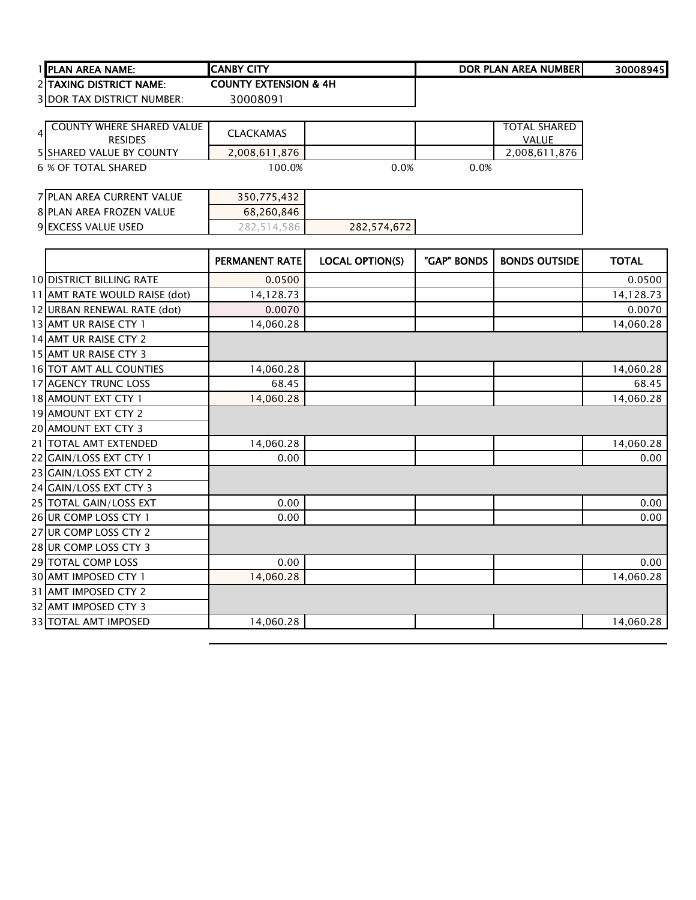| | | | | | |
|---|---|---|---|---|---|
| 1 | PLAN AREA NAME: | CANBY CITY | | DOR PLAN AREA NUMBER | 30008945 |
| 2 | TAXING DISTRICT NAME: | COUNTY EXTENSION & 4H | | | |
| 3 | DOR TAX DISTRICT NUMBER: | 30008091 | | | |

| | | | | | |
|---|---|---|---|---|---|
| 4 | COUNTY WHERE SHARED VALUE RESIDES | CLACKAMAS | | | TOTAL SHARED VALUE |
| 5 | SHARED VALUE BY COUNTY | 2,008,611,876 | | | 2,008,611,876 |
| 6 | % OF TOTAL SHARED | 100.0% | 0.0% | 0.0% | |

| | | | |
|---|---|---|---|
| 7 | PLAN AREA CURRENT VALUE | 350,775,432 | |
| 8 | PLAN AREA FROZEN VALUE | 68,260,846 | |
| 9 | EXCESS VALUE USED | 282,514,586 | 282,574,672 |

| | | PERMANENT RATE | LOCAL OPTION(S) | "GAP" BONDS | BONDS OUTSIDE | TOTAL |
|---|---|---|---|---|---|---|
| 10 | DISTRICT BILLING RATE | 0.0500 | | | | 0.0500 |
| 11 | AMT RATE WOULD RAISE (dot) | 14,128.73 | | | | 14,128.73 |
| 12 | URBAN RENEWAL RATE (dot) | 0.0070 | | | | 0.0070 |
| 13 | AMT UR RAISE CTY 1 | 14,060.28 | | | | 14,060.28 |
| 14 | AMT UR RAISE CTY 2 | | | | | |
| 15 | AMT UR RAISE CTY 3 | | | | | |
| 16 | TOT AMT ALL COUNTIES | 14,060.28 | | | | 14,060.28 |
| 17 | AGENCY TRUNC LOSS | 68.45 | | | | 68.45 |
| 18 | AMOUNT EXT CTY 1 | 14,060.28 | | | | 14,060.28 |
| 19 | AMOUNT EXT CTY 2 | | | | | |
| 20 | AMOUNT EXT CTY 3 | | | | | |
| 21 | TOTAL AMT EXTENDED | 14,060.28 | | | | 14,060.28 |
| 22 | GAIN/LOSS EXT CTY 1 | 0.00 | | | | 0.00 |
| 23 | GAIN/LOSS EXT CTY 2 | | | | | |
| 24 | GAIN/LOSS EXT CTY 3 | | | | | |
| 25 | TOTAL GAIN/LOSS EXT | 0.00 | | | | 0.00 |
| 26 | UR COMP LOSS CTY 1 | 0.00 | | | | 0.00 |
| 27 | UR COMP LOSS CTY 2 | | | | | |
| 28 | UR COMP LOSS CTY 3 | | | | | |
| 29 | TOTAL COMP LOSS | 0.00 | | | | 0.00 |
| 30 | AMT IMPOSED CTY 1 | 14,060.28 | | | | 14,060.28 |
| 31 | AMT IMPOSED CTY 2 | | | | | |
| 32 | AMT IMPOSED CTY 3 | | | | | |
| 33 | TOTAL AMT IMPOSED | 14,060.28 | | | | 14,060.28 |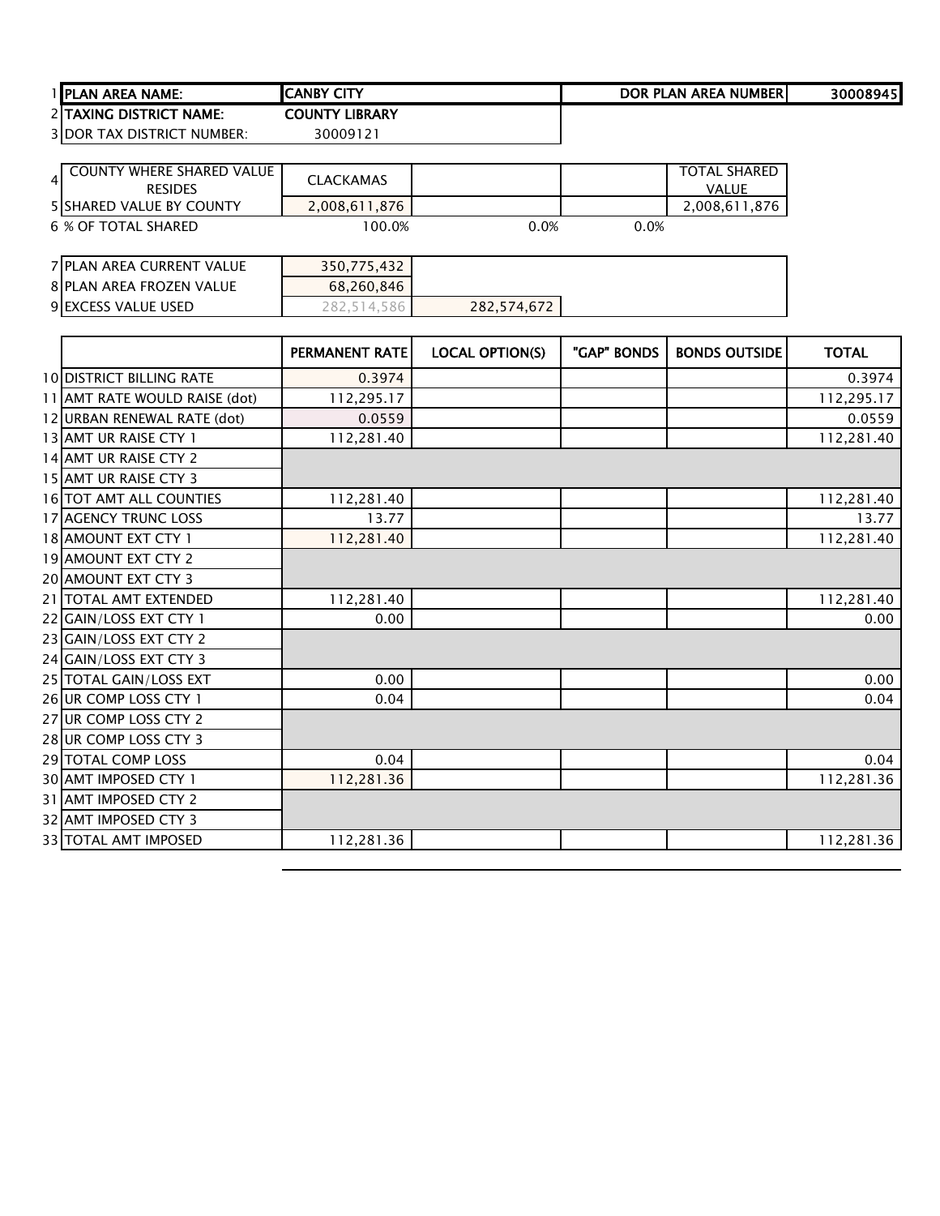| 1 | PLAN AREA NAME: | CANBY CITY | | | DOR PLAN AREA NUMBER | 30008945 |
|---|---|---|---|---|---|---|
| 2 | TAXING DISTRICT NAME: | COUNTY LIBRARY | | | | |
| 3 | DOR TAX DISTRICT NUMBER: | 30009121 | | | | |

| 4 | COUNTY WHERE SHARED VALUE RESIDES | CLACKAMAS | | | TOTAL SHARED VALUE |
|---|---|---|---|---|---|
| 5 | SHARED VALUE BY COUNTY | 2,008,611,876 | | | 2,008,611,876 |
| 6 | % OF TOTAL SHARED | 100.0% | 0.0% | 0.0% | |

| 7 | PLAN AREA CURRENT VALUE | 350,775,432 | |
|---|---|---|---|
| 8 | PLAN AREA FROZEN VALUE | 68,260,846 | |
| 9 | EXCESS VALUE USED | 282,514,586 | 282,574,672 |

| | | PERMANENT RATE | LOCAL OPTION(S) | "GAP" BONDS | BONDS OUTSIDE | TOTAL |
|---|---|---|---|---|---|---|
| 10 | DISTRICT BILLING RATE | 0.3974 | | | | 0.3974 |
| 11 | AMT RATE WOULD RAISE (dot) | 112,295.17 | | | | 112,295.17 |
| 12 | URBAN RENEWAL RATE (dot) | 0.0559 | | | | 0.0559 |
| 13 | AMT UR RAISE CTY 1 | 112,281.40 | | | | 112,281.40 |
| 14 | AMT UR RAISE CTY 2 | | | | | |
| 15 | AMT UR RAISE CTY 3 | | | | | |
| 16 | TOT AMT ALL COUNTIES | 112,281.40 | | | | 112,281.40 |
| 17 | AGENCY TRUNC LOSS | 13.77 | | | | 13.77 |
| 18 | AMOUNT EXT CTY 1 | 112,281.40 | | | | 112,281.40 |
| 19 | AMOUNT EXT CTY 2 | | | | | |
| 20 | AMOUNT EXT CTY 3 | | | | | |
| 21 | TOTAL AMT EXTENDED | 112,281.40 | | | | 112,281.40 |
| 22 | GAIN/LOSS EXT CTY 1 | 0.00 | | | | 0.00 |
| 23 | GAIN/LOSS EXT CTY 2 | | | | | |
| 24 | GAIN/LOSS EXT CTY 3 | | | | | |
| 25 | TOTAL GAIN/LOSS EXT | 0.00 | | | | 0.00 |
| 26 | UR COMP LOSS CTY 1 | 0.04 | | | | 0.04 |
| 27 | UR COMP LOSS CTY 2 | | | | | |
| 28 | UR COMP LOSS CTY 3 | | | | | |
| 29 | TOTAL COMP LOSS | 0.04 | | | | 0.04 |
| 30 | AMT IMPOSED CTY 1 | 112,281.36 | | | | 112,281.36 |
| 31 | AMT IMPOSED CTY 2 | | | | | |
| 32 | AMT IMPOSED CTY 3 | | | | | |
| 33 | TOTAL AMT IMPOSED | 112,281.36 | | | | 112,281.36 |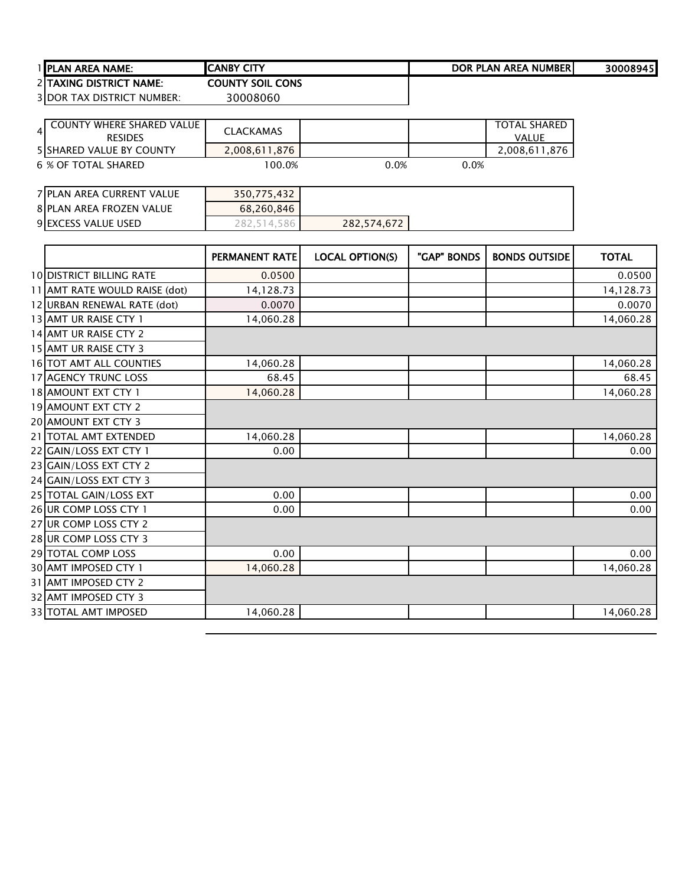| | | | | | |
|---|---|---|---|---|---|
| 1 | **PLAN AREA NAME:** | **CANBY CITY** | | **DOR PLAN AREA NUMBER** | **30008945** |
| 2 | **TAXING DISTRICT NAME:** | **COUNTY SOIL CONS** | | | |
| 3 | DOR TAX DISTRICT NUMBER: | 30008060 | | | |

| | | | | | |
|---|---|---|---|---|---|
| 4 | COUNTY WHERE SHARED VALUE RESIDES | CLACKAMAS | | | TOTAL SHARED VALUE |
| 5 | SHARED VALUE BY COUNTY | 2,008,611,876 | | | 2,008,611,876 |
| 6 | % OF TOTAL SHARED | 100.0% | 0.0% | 0.0% | |

| | | | |
|---|---|---|---|
| 7 | PLAN AREA CURRENT VALUE | 350,775,432 | |
| 8 | PLAN AREA FROZEN VALUE | 68,260,846 | |
| 9 | EXCESS VALUE USED | 282,514,586 | 282,574,672 |

| | | PERMANENT RATE | LOCAL OPTION(S) | "GAP" BONDS | BONDS OUTSIDE | TOTAL |
|---|---|---|---|---|---|---|
| 10 | DISTRICT BILLING RATE | 0.0500 | | | | 0.0500 |
| 11 | AMT RATE WOULD RAISE (dot) | 14,128.73 | | | | 14,128.73 |
| 12 | URBAN RENEWAL RATE (dot) | 0.0070 | | | | 0.0070 |
| 13 | AMT UR RAISE CTY 1 | 14,060.28 | | | | 14,060.28 |
| 14 | AMT UR RAISE CTY 2 | | | | | |
| 15 | AMT UR RAISE CTY 3 | | | | | |
| 16 | TOT AMT ALL COUNTIES | 14,060.28 | | | | 14,060.28 |
| 17 | AGENCY TRUNC LOSS | 68.45 | | | | 68.45 |
| 18 | AMOUNT EXT CTY 1 | 14,060.28 | | | | 14,060.28 |
| 19 | AMOUNT EXT CTY 2 | | | | | |
| 20 | AMOUNT EXT CTY 3 | | | | | |
| 21 | TOTAL AMT EXTENDED | 14,060.28 | | | | 14,060.28 |
| 22 | GAIN/LOSS EXT CTY 1 | 0.00 | | | | 0.00 |
| 23 | GAIN/LOSS EXT CTY 2 | | | | | |
| 24 | GAIN/LOSS EXT CTY 3 | | | | | |
| 25 | TOTAL GAIN/LOSS EXT | 0.00 | | | | 0.00 |
| 26 | UR COMP LOSS CTY 1 | 0.00 | | | | 0.00 |
| 27 | UR COMP LOSS CTY 2 | | | | | |
| 28 | UR COMP LOSS CTY 3 | | | | | |
| 29 | TOTAL COMP LOSS | 0.00 | | | | 0.00 |
| 30 | AMT IMPOSED CTY 1 | 14,060.28 | | | | 14,060.28 |
| 31 | AMT IMPOSED CTY 2 | | | | | |
| 32 | AMT IMPOSED CTY 3 | | | | | |
| 33 | TOTAL AMT IMPOSED | 14,060.28 | | | | 14,060.28 |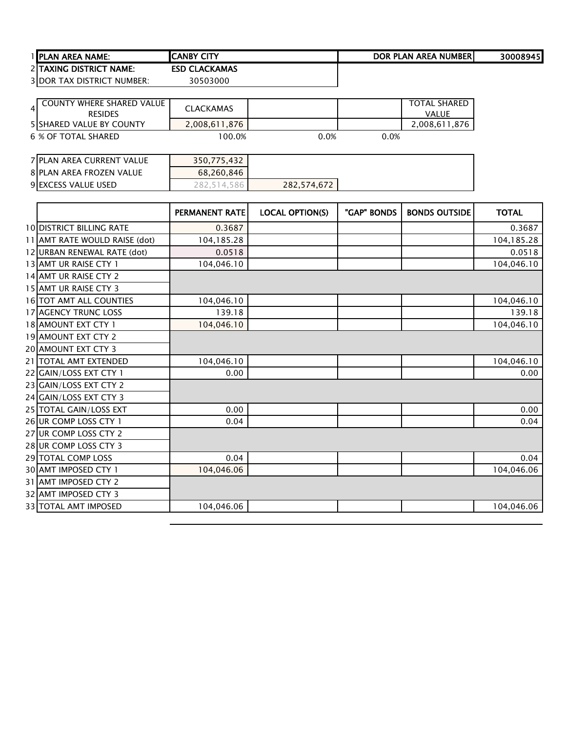| | | | | | |
|---|---|---|---|---|---|
| 1 | PLAN AREA NAME: | CANBY CITY | | DOR PLAN AREA NUMBER | 30008945 |
| 2 | TAXING DISTRICT NAME: | ESD CLACKAMAS | | | |
| 3 | DOR TAX DISTRICT NUMBER: | 30503000 | | | |

| | | | | | |
|---|---|---|---|---|---|
| 4 | COUNTY WHERE SHARED VALUE RESIDES | CLACKAMAS | | | TOTAL SHARED VALUE |
| 5 | SHARED VALUE BY COUNTY | 2,008,611,876 | | | 2,008,611,876 |
| 6 | % OF TOTAL SHARED | 100.0% | 0.0% | 0.0% | |

| | | | |
|---|---|---|---|
| 7 | PLAN AREA CURRENT VALUE | 350,775,432 | |
| 8 | PLAN AREA FROZEN VALUE | 68,260,846 | |
| 9 | EXCESS VALUE USED | 282,514,586 | 282,574,672 |

| | | PERMANENT RATE | LOCAL OPTION(S) | "GAP" BONDS | BONDS OUTSIDE | TOTAL |
|---|---|---|---|---|---|---|
| 10 | DISTRICT BILLING RATE | 0.3687 | | | | 0.3687 |
| 11 | AMT RATE WOULD RAISE (dot) | 104,185.28 | | | | 104,185.28 |
| 12 | URBAN RENEWAL RATE (dot) | 0.0518 | | | | 0.0518 |
| 13 | AMT UR RAISE CTY 1 | 104,046.10 | | | | 104,046.10 |
| 14 | AMT UR RAISE CTY 2 | | | | | |
| 15 | AMT UR RAISE CTY 3 | | | | | |
| 16 | TOT AMT ALL COUNTIES | 104,046.10 | | | | 104,046.10 |
| 17 | AGENCY TRUNC LOSS | 139.18 | | | | 139.18 |
| 18 | AMOUNT EXT CTY 1 | 104,046.10 | | | | 104,046.10 |
| 19 | AMOUNT EXT CTY 2 | | | | | |
| 20 | AMOUNT EXT CTY 3 | | | | | |
| 21 | TOTAL AMT EXTENDED | 104,046.10 | | | | 104,046.10 |
| 22 | GAIN/LOSS EXT CTY 1 | 0.00 | | | | 0.00 |
| 23 | GAIN/LOSS EXT CTY 2 | | | | | |
| 24 | GAIN/LOSS EXT CTY 3 | | | | | |
| 25 | TOTAL GAIN/LOSS EXT | 0.00 | | | | 0.00 |
| 26 | UR COMP LOSS CTY 1 | 0.04 | | | | 0.04 |
| 27 | UR COMP LOSS CTY 2 | | | | | |
| 28 | UR COMP LOSS CTY 3 | | | | | |
| 29 | TOTAL COMP LOSS | 0.04 | | | | 0.04 |
| 30 | AMT IMPOSED CTY 1 | 104,046.06 | | | | 104,046.06 |
| 31 | AMT IMPOSED CTY 2 | | | | | |
| 32 | AMT IMPOSED CTY 3 | | | | | |
| 33 | TOTAL AMT IMPOSED | 104,046.06 | | | | 104,046.06 |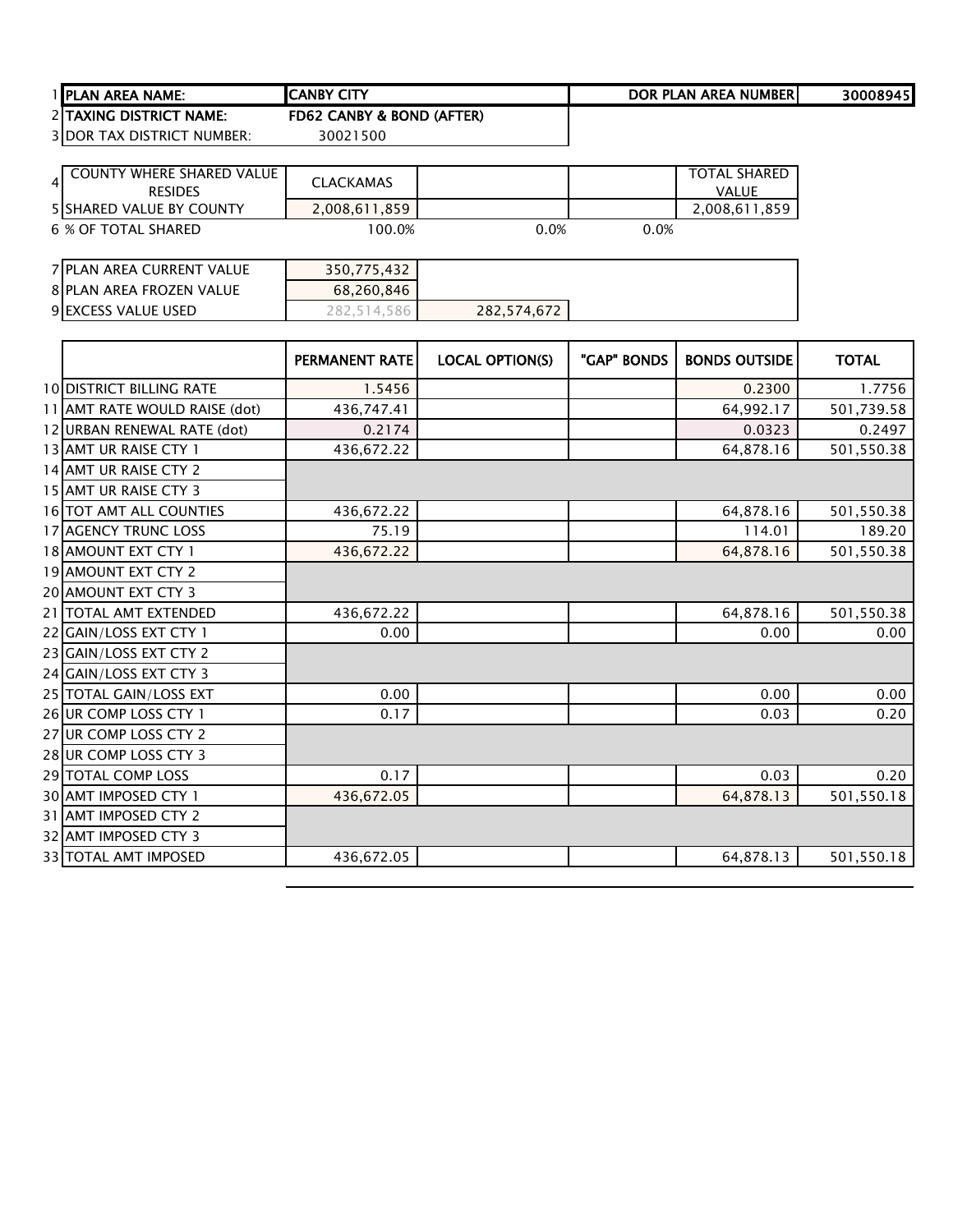| | | | | | |
|---|---|---|---|---|---|
| 1 PLAN AREA NAME: | CANBY CITY | | | DOR PLAN AREA NUMBER | 30008945 |
| 2 TAXING DISTRICT NAME: | FD62 CANBY & BOND (AFTER) | | | | |
| 3 DOR TAX DISTRICT NUMBER: | 30021500 | | | | |

| | | | | |
|---|---|---|---|---|
| 4 COUNTY WHERE SHARED VALUE RESIDES | CLACKAMAS | | | TOTAL SHARED VALUE |
| 5 SHARED VALUE BY COUNTY | 2,008,611,859 | | | 2,008,611,859 |
| 6 % OF TOTAL SHARED | 100.0% | 0.0% | 0.0% | |

| | | |
|---|---|---|
| 7 PLAN AREA CURRENT VALUE | 350,775,432 | |
| 8 PLAN AREA FROZEN VALUE | 68,260,846 | |
| 9 EXCESS VALUE USED | 282,514,586 | 282,574,672 |

| | PERMANENT RATE | LOCAL OPTION(S) | "GAP" BONDS | BONDS OUTSIDE | TOTAL |
|---|---|---|---|---|---|
| 10 DISTRICT BILLING RATE | 1.5456 | | | 0.2300 | 1.7756 |
| 11 AMT RATE WOULD RAISE (dot) | 436,747.41 | | | 64,992.17 | 501,739.58 |
| 12 URBAN RENEWAL RATE (dot) | 0.2174 | | | 0.0323 | 0.2497 |
| 13 AMT UR RAISE CTY 1 | 436,672.22 | | | 64,878.16 | 501,550.38 |
| 14 AMT UR RAISE CTY 2 | | | | | |
| 15 AMT UR RAISE CTY 3 | | | | | |
| 16 TOT AMT ALL COUNTIES | 436,672.22 | | | 64,878.16 | 501,550.38 |
| 17 AGENCY TRUNC LOSS | 75.19 | | | 114.01 | 189.20 |
| 18 AMOUNT EXT CTY 1 | 436,672.22 | | | 64,878.16 | 501,550.38 |
| 19 AMOUNT EXT CTY 2 | | | | | |
| 20 AMOUNT EXT CTY 3 | | | | | |
| 21 TOTAL AMT EXTENDED | 436,672.22 | | | 64,878.16 | 501,550.38 |
| 22 GAIN/LOSS EXT CTY 1 | 0.00 | | | 0.00 | 0.00 |
| 23 GAIN/LOSS EXT CTY 2 | | | | | |
| 24 GAIN/LOSS EXT CTY 3 | | | | | |
| 25 TOTAL GAIN/LOSS EXT | 0.00 | | | 0.00 | 0.00 |
| 26 UR COMP LOSS CTY 1 | 0.17 | | | 0.03 | 0.20 |
| 27 UR COMP LOSS CTY 2 | | | | | |
| 28 UR COMP LOSS CTY 3 | | | | | |
| 29 TOTAL COMP LOSS | 0.17 | | | 0.03 | 0.20 |
| 30 AMT IMPOSED CTY 1 | 436,672.05 | | | 64,878.13 | 501,550.18 |
| 31 AMT IMPOSED CTY 2 | | | | | |
| 32 AMT IMPOSED CTY 3 | | | | | |
| 33 TOTAL AMT IMPOSED | 436,672.05 | | | 64,878.13 | 501,550.18 |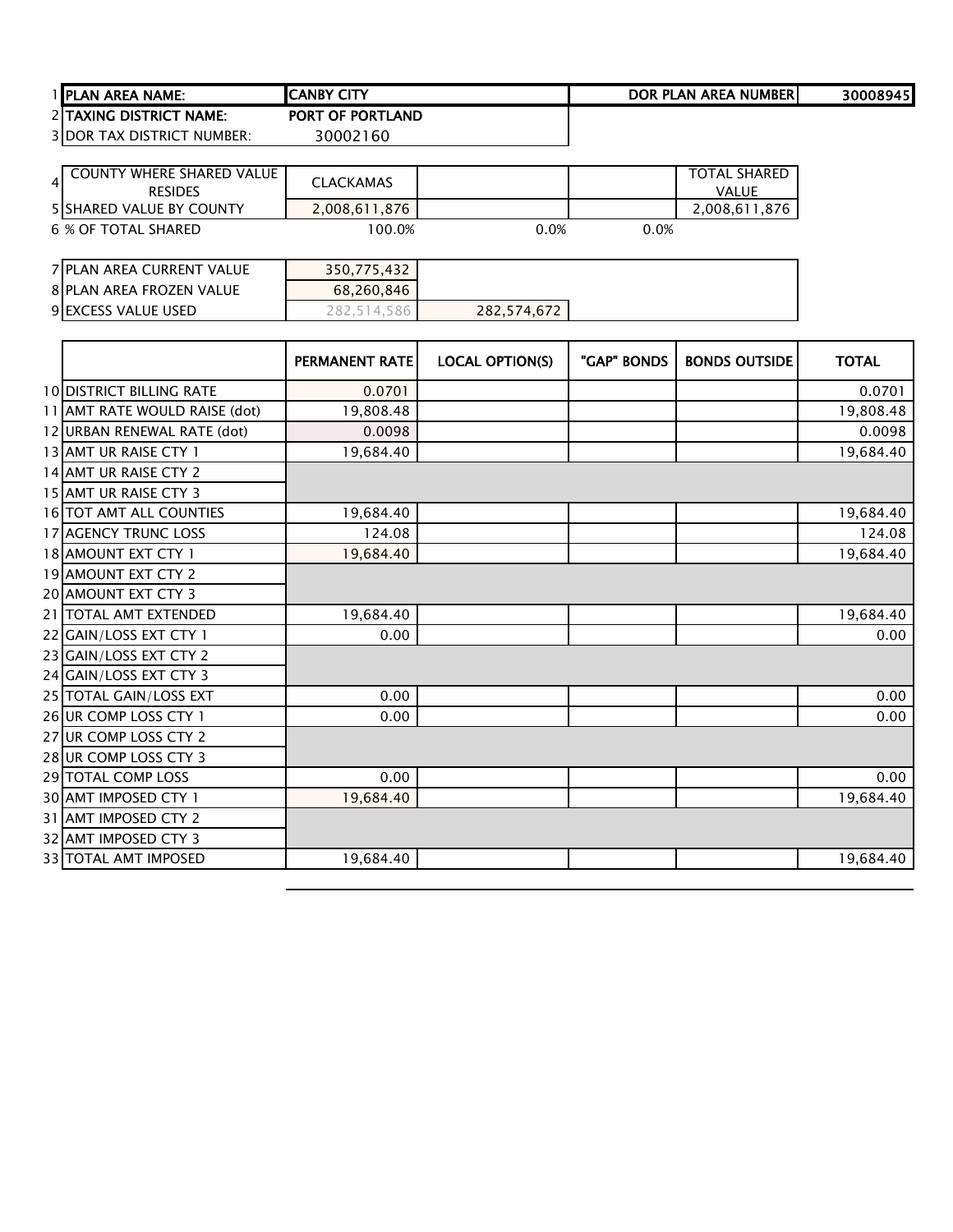| | | | | | |
|---|---|---|---|---|---|
| 1 | PLAN AREA NAME: | CANBY CITY | | DOR PLAN AREA NUMBER | 30008945 |
| 2 | TAXING DISTRICT NAME: | PORT OF PORTLAND | | | |
| 3 | DOR TAX DISTRICT NUMBER: | 30002160 | | | |

| | | | | | |
|---|---|---|---|---|---|
| 4 | COUNTY WHERE SHARED VALUE RESIDES | CLACKAMAS | | | TOTAL SHARED VALUE |
| 5 | SHARED VALUE BY COUNTY | 2,008,611,876 | | | 2,008,611,876 |
| 6 | % OF TOTAL SHARED | 100.0% | 0.0% | 0.0% | |

| | | | |
|---|---|---|---|
| 7 | PLAN AREA CURRENT VALUE | 350,775,432 | |
| 8 | PLAN AREA FROZEN VALUE | 68,260,846 | |
| 9 | EXCESS VALUE USED | 282,514,586 | 282,574,672 |

| | | PERMANENT RATE | LOCAL OPTION(S) | "GAP" BONDS | BONDS OUTSIDE | TOTAL |
|---|---|---|---|---|---|---|
| 10 | DISTRICT BILLING RATE | 0.0701 | | | | 0.0701 |
| 11 | AMT RATE WOULD RAISE (dot) | 19,808.48 | | | | 19,808.48 |
| 12 | URBAN RENEWAL RATE (dot) | 0.0098 | | | | 0.0098 |
| 13 | AMT UR RAISE CTY 1 | 19,684.40 | | | | 19,684.40 |
| 14 | AMT UR RAISE CTY 2 | | | | | |
| 15 | AMT UR RAISE CTY 3 | | | | | |
| 16 | TOT AMT ALL COUNTIES | 19,684.40 | | | | 19,684.40 |
| 17 | AGENCY TRUNC LOSS | 124.08 | | | | 124.08 |
| 18 | AMOUNT EXT CTY 1 | 19,684.40 | | | | 19,684.40 |
| 19 | AMOUNT EXT CTY 2 | | | | | |
| 20 | AMOUNT EXT CTY 3 | | | | | |
| 21 | TOTAL AMT EXTENDED | 19,684.40 | | | | 19,684.40 |
| 22 | GAIN/LOSS EXT CTY 1 | 0.00 | | | | 0.00 |
| 23 | GAIN/LOSS EXT CTY 2 | | | | | |
| 24 | GAIN/LOSS EXT CTY 3 | | | | | |
| 25 | TOTAL GAIN/LOSS EXT | 0.00 | | | | 0.00 |
| 26 | UR COMP LOSS CTY 1 | 0.00 | | | | 0.00 |
| 27 | UR COMP LOSS CTY 2 | | | | | |
| 28 | UR COMP LOSS CTY 3 | | | | | |
| 29 | TOTAL COMP LOSS | 0.00 | | | | 0.00 |
| 30 | AMT IMPOSED CTY 1 | 19,684.40 | | | | 19,684.40 |
| 31 | AMT IMPOSED CTY 2 | | | | | |
| 32 | AMT IMPOSED CTY 3 | | | | | |
| 33 | TOTAL AMT IMPOSED | 19,684.40 | | | | 19,684.40 |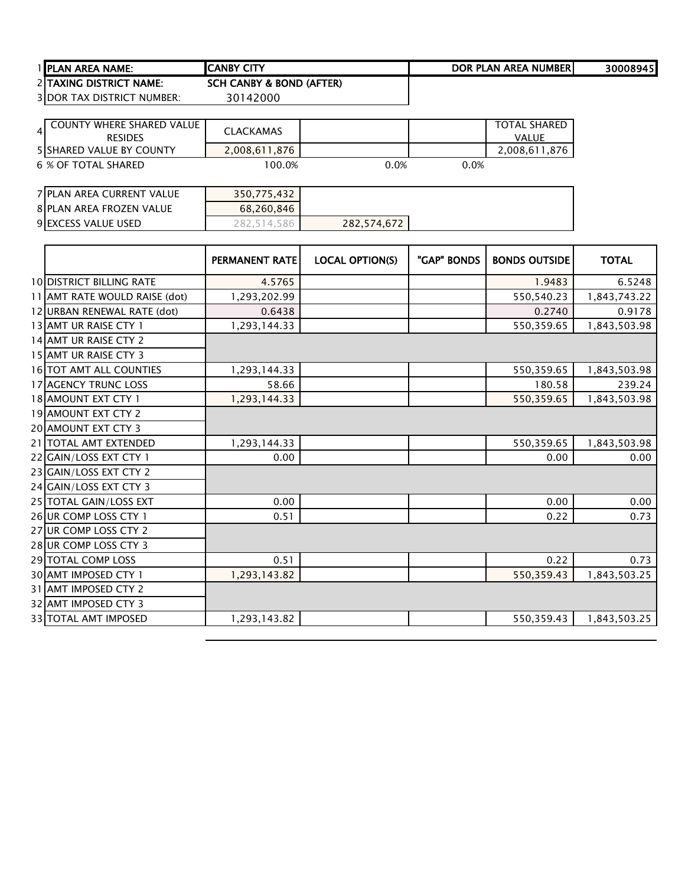| | | | | | |
|---|---|---|---|---|---|
| 1 PLAN AREA NAME: | CANBY CITY | | DOR PLAN AREA NUMBER | | 30008945 |
| 2 TAXING DISTRICT NAME: | SCH CANBY & BOND (AFTER) | | | | |
| 3 DOR TAX DISTRICT NUMBER: | 30142000 | | | | |

| | | | | |
|---|---|---|---|---|
| 4 COUNTY WHERE SHARED VALUE RESIDES | CLACKAMAS | | | TOTAL SHARED VALUE |
| 5 SHARED VALUE BY COUNTY | 2,008,611,876 | | | 2,008,611,876 |
| 6 % OF TOTAL SHARED | 100.0% | 0.0% | 0.0% | |

| | | |
|---|---|---|
| 7 PLAN AREA CURRENT VALUE | 350,775,432 | |
| 8 PLAN AREA FROZEN VALUE | 68,260,846 | |
| 9 EXCESS VALUE USED | 282,514,586 | 282,574,672 |

| | PERMANENT RATE | LOCAL OPTION(S) | "GAP" BONDS | BONDS OUTSIDE | TOTAL |
|---|---|---|---|---|---|
| 10 DISTRICT BILLING RATE | 4.5765 | | | 1.9483 | 6.5248 |
| 11 AMT RATE WOULD RAISE (dot) | 1,293,202.99 | | | 550,540.23 | 1,843,743.22 |
| 12 URBAN RENEWAL RATE (dot) | 0.6438 | | | 0.2740 | 0.9178 |
| 13 AMT UR RAISE CTY 1 | 1,293,144.33 | | | 550,359.65 | 1,843,503.98 |
| 14 AMT UR RAISE CTY 2 | | | | | |
| 15 AMT UR RAISE CTY 3 | | | | | |
| 16 TOT AMT ALL COUNTIES | 1,293,144.33 | | | 550,359.65 | 1,843,503.98 |
| 17 AGENCY TRUNC LOSS | 58.66 | | | 180.58 | 239.24 |
| 18 AMOUNT EXT CTY 1 | 1,293,144.33 | | | 550,359.65 | 1,843,503.98 |
| 19 AMOUNT EXT CTY 2 | | | | | |
| 20 AMOUNT EXT CTY 3 | | | | | |
| 21 TOTAL AMT EXTENDED | 1,293,144.33 | | | 550,359.65 | 1,843,503.98 |
| 22 GAIN/LOSS EXT CTY 1 | 0.00 | | | 0.00 | 0.00 |
| 23 GAIN/LOSS EXT CTY 2 | | | | | |
| 24 GAIN/LOSS EXT CTY 3 | | | | | |
| 25 TOTAL GAIN/LOSS EXT | 0.00 | | | 0.00 | 0.00 |
| 26 UR COMP LOSS CTY 1 | 0.51 | | | 0.22 | 0.73 |
| 27 UR COMP LOSS CTY 2 | | | | | |
| 28 UR COMP LOSS CTY 3 | | | | | |
| 29 TOTAL COMP LOSS | 0.51 | | | 0.22 | 0.73 |
| 30 AMT IMPOSED CTY 1 | 1,293,143.82 | | | 550,359.43 | 1,843,503.25 |
| 31 AMT IMPOSED CTY 2 | | | | | |
| 32 AMT IMPOSED CTY 3 | | | | | |
| 33 TOTAL AMT IMPOSED | 1,293,143.82 | | | 550,359.43 | 1,843,503.25 |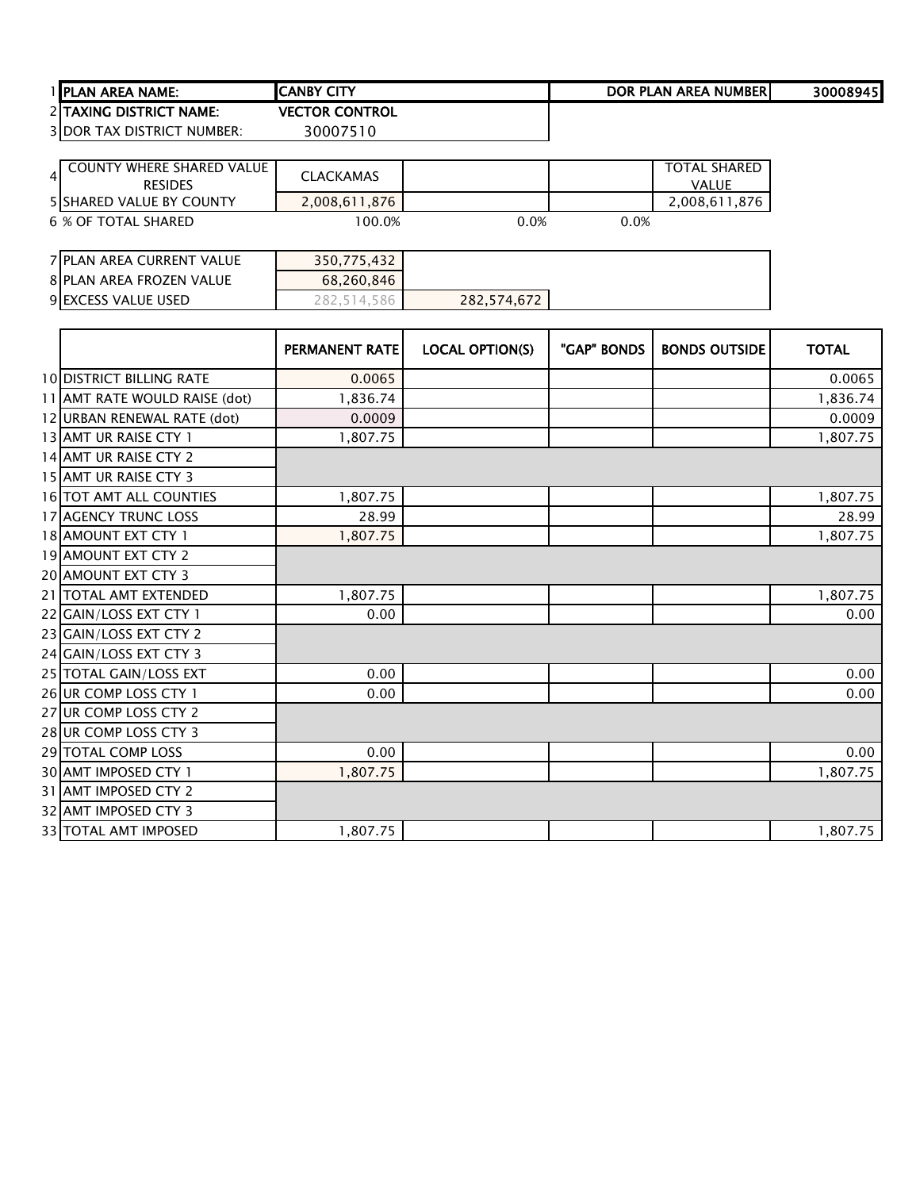| | | | | | |
|---|---|---|---|---|---|
| 1 | **PLAN AREA NAME:** | **CANBY CITY** | | **DOR PLAN AREA NUMBER** | **30008945** |
| 2 | **TAXING DISTRICT NAME:** | **VECTOR CONTROL** | | | |
| 3 | DOR TAX DISTRICT NUMBER: | 30007510 | | | |

| | | | | | |
|---|---|---|---|---|---|
| 4 | COUNTY WHERE SHARED VALUE RESIDES | CLACKAMAS | | | TOTAL SHARED VALUE |
| 5 | SHARED VALUE BY COUNTY | 2,008,611,876 | | | 2,008,611,876 |
| 6 | % OF TOTAL SHARED | 100.0% | 0.0% | 0.0% | |

| | | | |
|---|---|---|---|
| 7 | PLAN AREA CURRENT VALUE | 350,775,432 | |
| 8 | PLAN AREA FROZEN VALUE | 68,260,846 | |
| 9 | EXCESS VALUE USED | 282,514,586 | 282,574,672 |

| | | PERMANENT RATE | LOCAL OPTION(S) | "GAP" BONDS | BONDS OUTSIDE | TOTAL |
|---|---|---|---|---|---|---|
| 10 | DISTRICT BILLING RATE | 0.0065 | | | | 0.0065 |
| 11 | AMT RATE WOULD RAISE (dot) | 1,836.74 | | | | 1,836.74 |
| 12 | URBAN RENEWAL RATE (dot) | 0.0009 | | | | 0.0009 |
| 13 | AMT UR RAISE CTY 1 | 1,807.75 | | | | 1,807.75 |
| 14 | AMT UR RAISE CTY 2 | | | | | |
| 15 | AMT UR RAISE CTY 3 | | | | | |
| 16 | TOT AMT ALL COUNTIES | 1,807.75 | | | | 1,807.75 |
| 17 | AGENCY TRUNC LOSS | 28.99 | | | | 28.99 |
| 18 | AMOUNT EXT CTY 1 | 1,807.75 | | | | 1,807.75 |
| 19 | AMOUNT EXT CTY 2 | | | | | |
| 20 | AMOUNT EXT CTY 3 | | | | | |
| 21 | TOTAL AMT EXTENDED | 1,807.75 | | | | 1,807.75 |
| 22 | GAIN/LOSS EXT CTY 1 | 0.00 | | | | 0.00 |
| 23 | GAIN/LOSS EXT CTY 2 | | | | | |
| 24 | GAIN/LOSS EXT CTY 3 | | | | | |
| 25 | TOTAL GAIN/LOSS EXT | 0.00 | | | | 0.00 |
| 26 | UR COMP LOSS CTY 1 | 0.00 | | | | 0.00 |
| 27 | UR COMP LOSS CTY 2 | | | | | |
| 28 | UR COMP LOSS CTY 3 | | | | | |
| 29 | TOTAL COMP LOSS | 0.00 | | | | 0.00 |
| 30 | AMT IMPOSED CTY 1 | 1,807.75 | | | | 1,807.75 |
| 31 | AMT IMPOSED CTY 2 | | | | | |
| 32 | AMT IMPOSED CTY 3 | | | | | |
| 33 | TOTAL AMT IMPOSED | 1,807.75 | | | | 1,807.75 |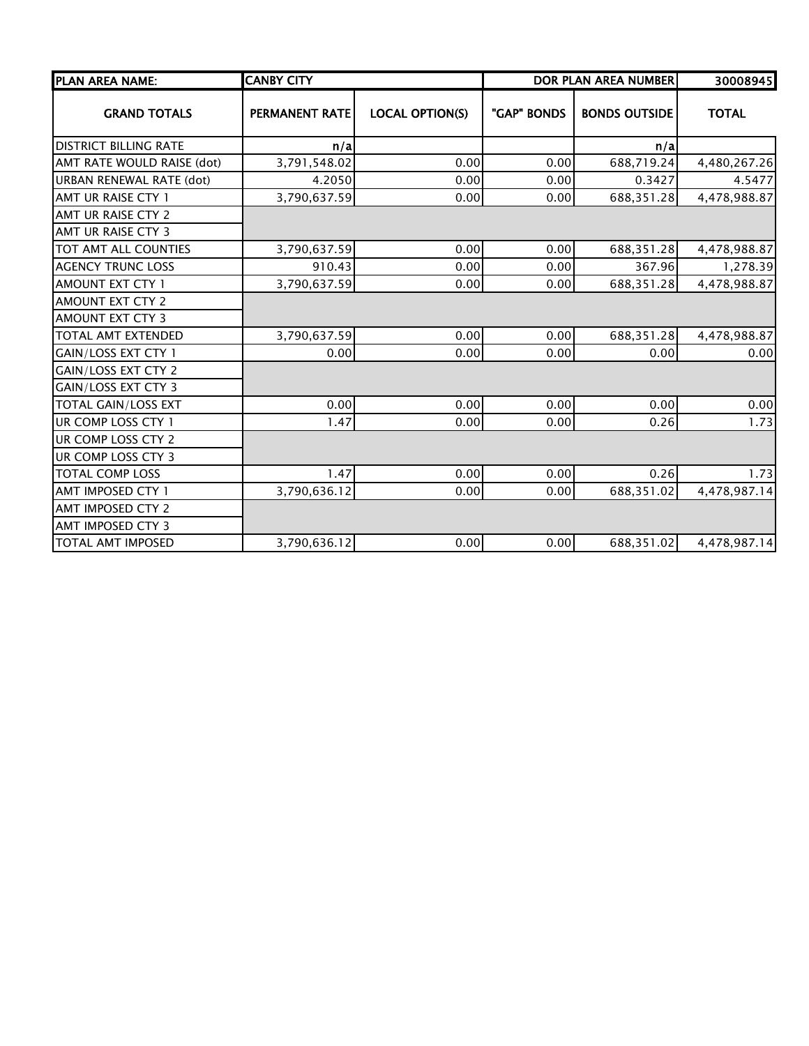| PLAN AREA NAME: | CANBY CITY | | | DOR PLAN AREA NUMBER | 30008945 |
|---|---|---|---|---|---|
| GRAND TOTALS | PERMANENT RATE | LOCAL OPTION(S) | "GAP" BONDS | BONDS OUTSIDE | TOTAL |
| DISTRICT BILLING RATE | n/a | | | n/a | |
| AMT RATE WOULD RAISE (dot) | 3,791,548.02 | 0.00 | 0.00 | 688,719.24 | 4,480,267.26 |
| URBAN RENEWAL RATE (dot) | 4.2050 | 0.00 | 0.00 | 0.3427 | 4.5477 |
| AMT UR RAISE CTY 1 | 3,790,637.59 | 0.00 | 0.00 | 688,351.28 | 4,478,988.87 |
| AMT UR RAISE CTY 2 | | | | | |
| AMT UR RAISE CTY 3 | | | | | |
| TOT AMT ALL COUNTIES | 3,790,637.59 | 0.00 | 0.00 | 688,351.28 | 4,478,988.87 |
| AGENCY TRUNC LOSS | 910.43 | 0.00 | 0.00 | 367.96 | 1,278.39 |
| AMOUNT EXT CTY 1 | 3,790,637.59 | 0.00 | 0.00 | 688,351.28 | 4,478,988.87 |
| AMOUNT EXT CTY 2 | | | | | |
| AMOUNT EXT CTY 3 | | | | | |
| TOTAL AMT EXTENDED | 3,790,637.59 | 0.00 | 0.00 | 688,351.28 | 4,478,988.87 |
| GAIN/LOSS EXT CTY 1 | 0.00 | 0.00 | 0.00 | 0.00 | 0.00 |
| GAIN/LOSS EXT CTY 2 | | | | | |
| GAIN/LOSS EXT CTY 3 | | | | | |
| TOTAL GAIN/LOSS EXT | 0.00 | 0.00 | 0.00 | 0.00 | 0.00 |
| UR COMP LOSS CTY 1 | 1.47 | 0.00 | 0.00 | 0.26 | 1.73 |
| UR COMP LOSS CTY 2 | | | | | |
| UR COMP LOSS CTY 3 | | | | | |
| TOTAL COMP LOSS | 1.47 | 0.00 | 0.00 | 0.26 | 1.73 |
| AMT IMPOSED CTY 1 | 3,790,636.12 | 0.00 | 0.00 | 688,351.02 | 4,478,987.14 |
| AMT IMPOSED CTY 2 | | | | | |
| AMT IMPOSED CTY 3 | | | | | |
| TOTAL AMT IMPOSED | 3,790,636.12 | 0.00 | 0.00 | 688,351.02 | 4,478,987.14 |